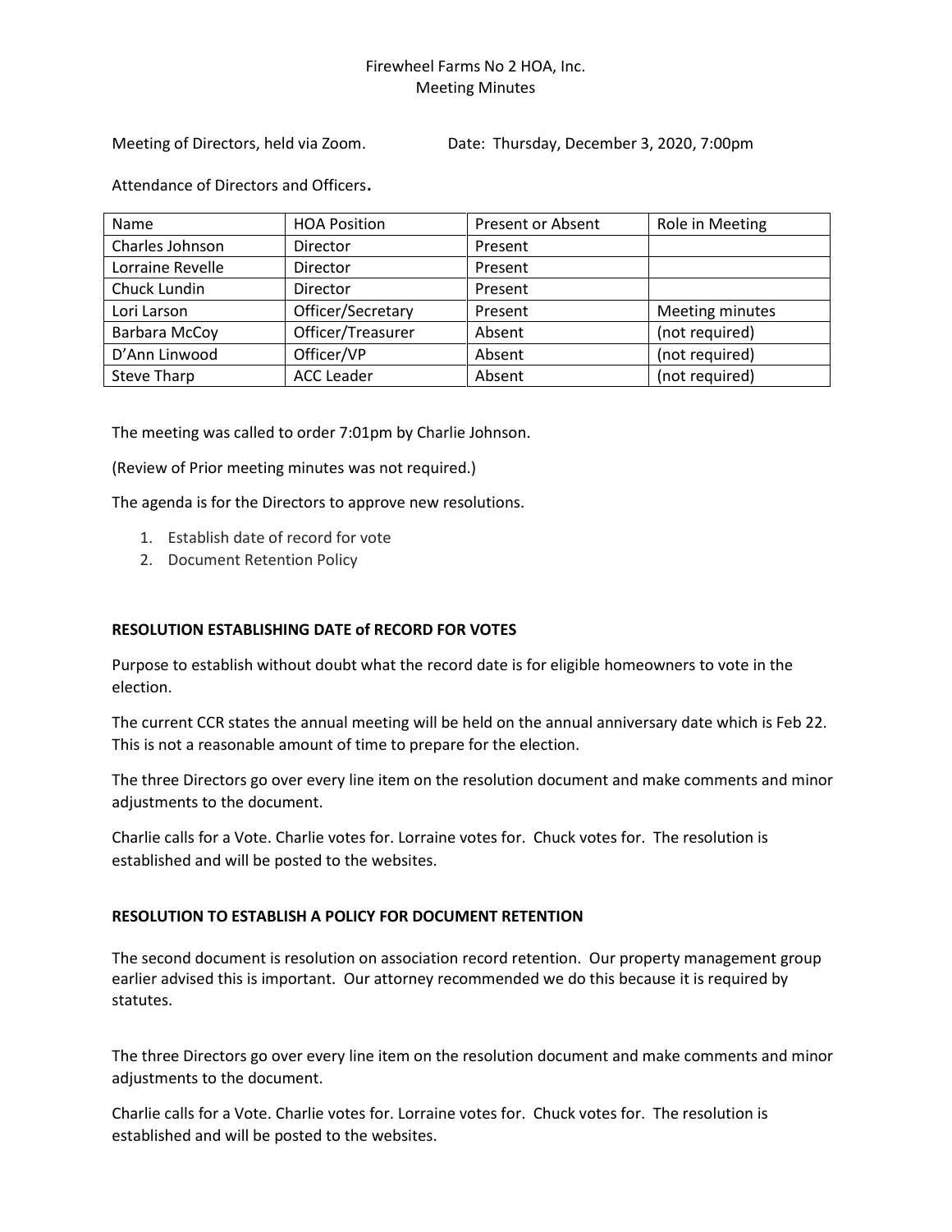Firewheel Farms No 2 HOA, Inc.
Meeting Minutes

Meeting of Directors, held via Zoom. Date: Thursday, December 3, 2020, 7:00pm

Attendance of Directors and Officers**.**

| Name | HOA Position | Present or Absent | Role in Meeting |
|---|---|---|---|
| Charles Johnson | Director | Present | |
| Lorraine Revelle | Director | Present | |
| Chuck Lundin | Director | Present | |
| Lori Larson | Officer/Secretary | Present | Meeting minutes |
| Barbara McCoy | Officer/Treasurer | Absent | (not required) |
| D'Ann Linwood | Officer/VP | Absent | (not required) |
| Steve Tharp | ACC Leader | Absent | (not required) |

The meeting was called to order 7:01pm by Charlie Johnson.

(Review of Prior meeting minutes was not required.)

The agenda is for the Directors to approve new resolutions.

1. Establish date of record for vote
2. Document Retention Policy

**RESOLUTION ESTABLISHING DATE of RECORD FOR VOTES**

Purpose to establish without doubt what the record date is for eligible homeowners to vote in the election.

The current CCR states the annual meeting will be held on the annual anniversary date which is Feb 22. This is not a reasonable amount of time to prepare for the election.

The three Directors go over every line item on the resolution document and make comments and minor adjustments to the document.

Charlie calls for a Vote. Charlie votes for. Lorraine votes for. Chuck votes for. The resolution is established and will be posted to the websites.

**RESOLUTION TO ESTABLISH A POLICY FOR DOCUMENT RETENTION**

The second document is resolution on association record retention. Our property management group earlier advised this is important. Our attorney recommended we do this because it is required by statutes.

The three Directors go over every line item on the resolution document and make comments and minor adjustments to the document.

Charlie calls for a Vote. Charlie votes for. Lorraine votes for. Chuck votes for. The resolution is established and will be posted to the websites.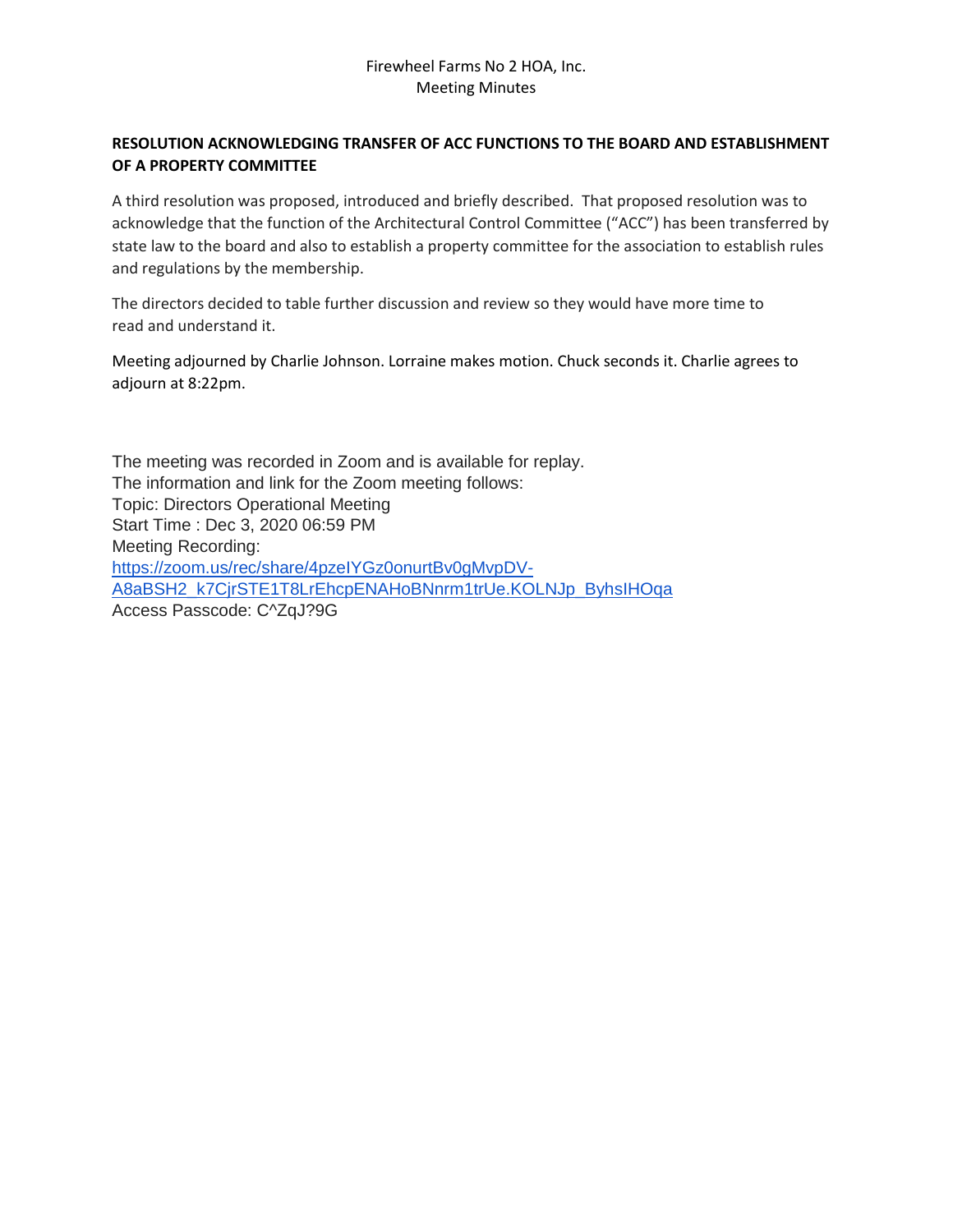Firewheel Farms No 2 HOA, Inc.
Meeting Minutes

**RESOLUTION ACKNOWLEDGING TRANSFER OF ACC FUNCTIONS TO THE BOARD AND ESTABLISHMENT OF A PROPERTY COMMITTEE**

A third resolution was proposed, introduced and briefly described. That proposed resolution was to acknowledge that the function of the Architectural Control Committee ("ACC") has been transferred by state law to the board and also to establish a property committee for the association to establish rules and regulations by the membership.

The directors decided to table further discussion and review so they would have more time to read and understand it.

Meeting adjourned by Charlie Johnson. Lorraine makes motion. Chuck seconds it. Charlie agrees to adjourn at 8:22pm.

The meeting was recorded in Zoom and is available for replay.
The information and link for the Zoom meeting follows:
Topic: Directors Operational Meeting
Start Time : Dec 3, 2020 06:59 PM
Meeting Recording:
https://zoom.us/rec/share/4pzeIYGz0onurtBv0gMvpDV-A8aBSH2_k7CjrSTE1T8LrEhcpENAHoBNnrm1trUe.KOLNJp_ByhsIHOqa
Access Passcode: C^ZqJ?9G